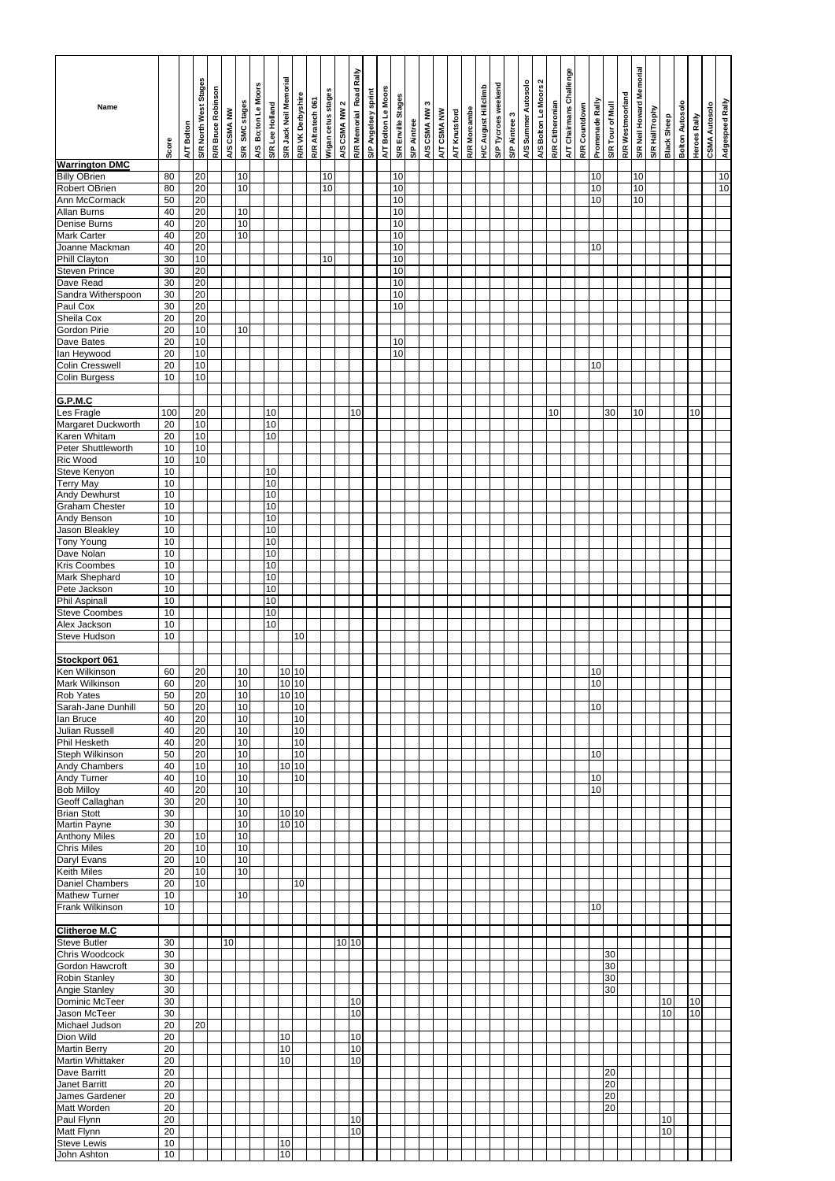| Name | Score | A/T Bolton | S/R North West Stages | R/R Bruce Robinson | A/S CSMA NW | S/R SMC stages | A/S Bolton Le Moors | S/R Lee Holland | S/R Jack Neil Memorial | R/R VK Derbyshire | R/R Altratech 061 | Wigan cetus stages | A/S CSMA NW 2 | R/R Memorial Road Rally | S/P Angelsey sprint | A/T Bolton Le Moors | S/R Enville Stages | S/P Aintree | A/S CSMA NW 3 | A/T CSMA NW | A/T Knutsford | R/R Morcambe | H/C August Hillclimb | S/P Tycroes weekend | S/P Aintree 3 | A/S Summer Autosolo | A/S Bolton Le Moors 2 | R/R Clitheronian | A/T Chairmans Challenge | R/R Countdown | Promenade Rally | S/R Tour of Mull | R/R Westmoorland | S/R Neil Howard Memorial | S/R HallTrophy | Black Sheep | Bolton Autosolo | Heroes Rally | CSMA Autosolo | Adgespeed Rally |
|---|---|---|---|---|---|---|---|---|---|---|---|---|---|---|---|---|---|---|---|---|---|---|---|---|---|---|---|---|---|---|---|---|---|---|---|---|---|---|---|---|
| **Warrington DMC** | | | | | | | | | | | | | | | | | | | | | | | | | | | | | | | | | | | | | | | | |
| Billy OBrien | 80 | | 20 | | | 10 | | | | | | 10 | | | | | 10 | | | | | | | | | | | | | | 10 | | | 10 | | | | | | 10 |
| Robert OBrien | 80 | | 20 | | | 10 | | | | | | 10 | | | | | 10 | | | | | | | | | | | | | | 10 | | | 10 | | | | | | 10 |
| Ann McCormack | 50 | | 20 | | | | | | | | | | | | | | 10 | | | | | | | | | | | | | | 10 | | | 10 | | | | | | |
| Allan Burns | 40 | | 20 | | | 10 | | | | | | | | | | | 10 | | | | | | | | | | | | | | | | | | | | | | | |
| Denise Burns | 40 | | 20 | | | 10 | | | | | | | | | | | 10 | | | | | | | | | | | | | | | | | | | | | | | |
| Mark Carter | 40 | | 20 | | | 10 | | | | | | | | | | | 10 | | | | | | | | | | | | | | | | | | | | | | | |
| Joanne Mackman | 40 | | 20 | | | | | | | | | | | | | | 10 | | | | | | | | | | | | | | 10 | | | | | | | | | |
| Phill Clayton | 30 | | 10 | | | | | | | | | 10 | | | | | 10 | | | | | | | | | | | | | | | | | | | | | | | |
| Steven Prince | 30 | | 20 | | | | | | | | | | | | | | 10 | | | | | | | | | | | | | | | | | | | | | | | |
| Dave Read | 30 | | 20 | | | | | | | | | | | | | | 10 | | | | | | | | | | | | | | | | | | | | | | | |
| Sandra Witherspoon | 30 | | 20 | | | | | | | | | | | | | | 10 | | | | | | | | | | | | | | | | | | | | | | | |
| Paul Cox | 30 | | 20 | | | | | | | | | | | | | | 10 | | | | | | | | | | | | | | | | | | | | | | | |
| Sheila Cox | 20 | | 20 | | | | | | | | | | | | | | | | | | | | | | | | | | | | | | | | | | | | | |
| Gordon Pirie | 20 | | 10 | | | 10 | | | | | | | | | | | | | | | | | | | | | | | | | | | | | | | | | | |
| Dave Bates | 20 | | 10 | | | | | | | | | | | | | | 10 | | | | | | | | | | | | | | | | | | | | | | | |
| Ian Heywood | 20 | | 10 | | | | | | | | | | | | | | 10 | | | | | | | | | | | | | | | | | | | | | | | |
| Colin Cresswell | 20 | | 10 | | | | | | | | | | | | | | | | | | | | | | | | | | | | 10 | | | | | | | | | |
| Colin Burgess | 10 | | 10 | | | | | | | | | | | | | | | | | | | | | | | | | | | | | | | | | | | | | |
| **G.P.M.C** | | | | | | | | | | | | | | | | | | | | | | | | | | | | | | | | | | | | | | | | |
| Les Fragle | 100 | | 20 | | | | | 10 | | | | | | 10 | | | | | | | | | | | | | | 10 | | | | 30 | | 10 | | | | 10 | | |
| Margaret Duckworth | 20 | | 10 | | | | | 10 | | | | | | | | | | | | | | | | | | | | | | | | | | | | | | | | |
| Karen Whitam | 20 | | 10 | | | | | 10 | | | | | | | | | | | | | | | | | | | | | | | | | | | | | | | | |
| Peter Shuttleworth | 10 | | 10 | | | | | | | | | | | | | | | | | | | | | | | | | | | | | | | | | | | | | |
| Ric Wood | 10 | | 10 | | | | | | | | | | | | | | | | | | | | | | | | | | | | | | | | | | | | | |
| Steve Kenyon | 10 | | | | | | | 10 | | | | | | | | | | | | | | | | | | | | | | | | | | | | | | | | |
| Terry May | 10 | | | | | | | 10 | | | | | | | | | | | | | | | | | | | | | | | | | | | | | | | | |
| Andy Dewhurst | 10 | | | | | | | 10 | | | | | | | | | | | | | | | | | | | | | | | | | | | | | | | | |
| Graham Chester | 10 | | | | | | | 10 | | | | | | | | | | | | | | | | | | | | | | | | | | | | | | | | |
| Andy Benson | 10 | | | | | | | 10 | | | | | | | | | | | | | | | | | | | | | | | | | | | | | | | | |
| Jason Bleakley | 10 | | | | | | | 10 | | | | | | | | | | | | | | | | | | | | | | | | | | | | | | | | |
| Tony Young | 10 | | | | | | | 10 | | | | | | | | | | | | | | | | | | | | | | | | | | | | | | | | |
| Dave Nolan | 10 | | | | | | | 10 | | | | | | | | | | | | | | | | | | | | | | | | | | | | | | | | |
| Kris Coombes | 10 | | | | | | | 10 | | | | | | | | | | | | | | | | | | | | | | | | | | | | | | | | |
| Mark Shephard | 10 | | | | | | | 10 | | | | | | | | | | | | | | | | | | | | | | | | | | | | | | | | |
| Pete Jackson | 10 | | | | | | | 10 | | | | | | | | | | | | | | | | | | | | | | | | | | | | | | | | |
| Phil Aspinall | 10 | | | | | | | 10 | | | | | | | | | | | | | | | | | | | | | | | | | | | | | | | | |
| Steve Coombes | 10 | | | | | | | 10 | | | | | | | | | | | | | | | | | | | | | | | | | | | | | | | | |
| Alex Jackson | 10 | | | | | | | 10 | | | | | | | | | | | | | | | | | | | | | | | | | | | | | | | | |
| Steve Hudson | 10 | | | | | | | | | 10 | | | | | | | | | | | | | | | | | | | | | | | | | | | | | | |
| **Stockport 061** | | | | | | | | | | | | | | | | | | | | | | | | | | | | | | | | | | | | | | | | |
| Ken Wilkinson | 60 | | 20 | | | 10 | | | 10 | 10 | | | | | | | | | | | | | | | | | | | | | 10 | | | | | | | | | |
| Mark Wilkinson | 60 | | 20 | | | 10 | | | 10 | 10 | | | | | | | | | | | | | | | | | | | | | 10 | | | | | | | | | |
| Rob Yates | 50 | | 20 | | | 10 | | | 10 | 10 | | | | | | | | | | | | | | | | | | | | | | | | | | | | | | |
| Sarah-Jane Dunhill | 50 | | 20 | | | 10 | | | | 10 | | | | | | | | | | | | | | | | | | | | | 10 | | | | | | | | | |
| Ian Bruce | 40 | | 20 | | | 10 | | | | 10 | | | | | | | | | | | | | | | | | | | | | | | | | | | | | | |
| Julian Russell | 40 | | 20 | | | 10 | | | | 10 | | | | | | | | | | | | | | | | | | | | | | | | | | | | | | |
| Phil Hesketh | 40 | | 20 | | | 10 | | | | 10 | | | | | | | | | | | | | | | | | | | | | | | | | | | | | | |
| Steph Wilkinson | 50 | | 20 | | | 10 | | | | 10 | | | | | | | | | | | | | | | | | | | | | 10 | | | | | | | | | |
| Andy Chambers | 40 | | 10 | | | 10 | | | 10 | 10 | | | | | | | | | | | | | | | | | | | | | | | | | | | | | | |
| Andy Turner | 40 | | 10 | | | 10 | | | | 10 | | | | | | | | | | | | | | | | | | | | | 10 | | | | | | | | | |
| Bob Milloy | 40 | | 20 | | | 10 | | | | | | | | | | | | | | | | | | | | | | | | | 10 | | | | | | | | | |
| Geoff Callaghan | 30 | | 20 | | | 10 | | | | | | | | | | | | | | | | | | | | | | | | | | | | | | | | | | |
| Brian Stott | 30 | | | | | 10 | | | 10 | 10 | | | | | | | | | | | | | | | | | | | | | | | | | | | | | | |
| Martin Payne | 30 | | | | | 10 | | | 10 | 10 | | | | | | | | | | | | | | | | | | | | | | | | | | | | | | |
| Anthony Miles | 20 | | 10 | | | 10 | | | | | | | | | | | | | | | | | | | | | | | | | | | | | | | | | | |
| Chris Miles | 20 | | 10 | | | 10 | | | | | | | | | | | | | | | | | | | | | | | | | | | | | | | | | | |
| Daryl Evans | 20 | | 10 | | | 10 | | | | | | | | | | | | | | | | | | | | | | | | | | | | | | | | | | |
| Keith Miles | 20 | | 10 | | | 10 | | | | | | | | | | | | | | | | | | | | | | | | | | | | | | | | | | |
| Daniel Chambers | 20 | | 10 | | | | | | | 10 | | | | | | | | | | | | | | | | | | | | | | | | | | | | | | |
| Mathew Turner | 10 | | | | | 10 | | | | | | | | | | | | | | | | | | | | | | | | | | | | | | | | | | |
| Frank Wilkinson | 10 | | | | | | | | | | | | | | | | | | | | | | | | | | | | | | 10 | | | | | | | | | |
| **Clitheroe M.C** | | | | | | | | | | | | | | | | | | | | | | | | | | | | | | | | | | | | | | | | |
| Steve Butler | 30 | | | | 10 | | | | | | | | 10 | 10 | | | | | | | | | | | | | | | | | | | | | | | | | | |
| Chris Woodcock | 30 | | | | | | | | | | | | | | | | | | | | | | | | | | | | | | | 30 | | | | | | | | |
| Gordon Hawcroft | 30 | | | | | | | | | | | | | | | | | | | | | | | | | | | | | | | 30 | | | | | | | | |
| Robin Stanley | 30 | | | | | | | | | | | | | | | | | | | | | | | | | | | | | | | 30 | | | | | | | | |
| Angie Stanley | 30 | | | | | | | | | | | | | | | | | | | | | | | | | | | | | | | 30 | | | | | | | | |
| Dominic McTeer | 30 | | | | | | | | | | | | | 10 | | | | | | | | | | | | | | | | | | | | | | 10 | | 10 | | |
| Jason McTeer | 30 | | | | | | | | | | | | | 10 | | | | | | | | | | | | | | | | | | | | | | 10 | | 10 | | |
| Michael Judson | 20 | | 20 | | | | | | | | | | | | | | | | | | | | | | | | | | | | | | | | | | | | | |
| Dion Wild | 20 | | | | | | | | 10 | | | | | 10 | | | | | | | | | | | | | | | | | | | | | | | | | | |
| Martin Berry | 20 | | | | | | | | 10 | | | | | 10 | | | | | | | | | | | | | | | | | | | | | | | | | | |
| Martin Whittaker | 20 | | | | | | | | 10 | | | | | 10 | | | | | | | | | | | | | | | | | | | | | | | | | | |
| Dave Barritt | 20 | | | | | | | | | | | | | | | | | | | | | | | | | | | | | | | 20 | | | | | | | | |
| Janet Barritt | 20 | | | | | | | | | | | | | | | | | | | | | | | | | | | | | | | 20 | | | | | | | | |
| James Gardener | 20 | | | | | | | | | | | | | | | | | | | | | | | | | | | | | | | 20 | | | | | | | | |
| Matt Worden | 20 | | | | | | | | | | | | | | | | | | | | | | | | | | | | | | | 20 | | | | | | | | |
| Paul Flynn | 20 | | | | | | | | | | | | | 10 | | | | | | | | | | | | | | | | | | | | | | 10 | | | | |
| Matt Flynn | 20 | | | | | | | | | | | | | 10 | | | | | | | | | | | | | | | | | | | | | | 10 | | | | |
| Steve Lewis | 10 | | | | | | | | 10 | | | | | | | | | | | | | | | | | | | | | | | | | | | | | | | |
| John Ashton | 10 | | | | | | | | 10 | | | | | | | | | | | | | | | | | | | | | | | | | | | | | | | |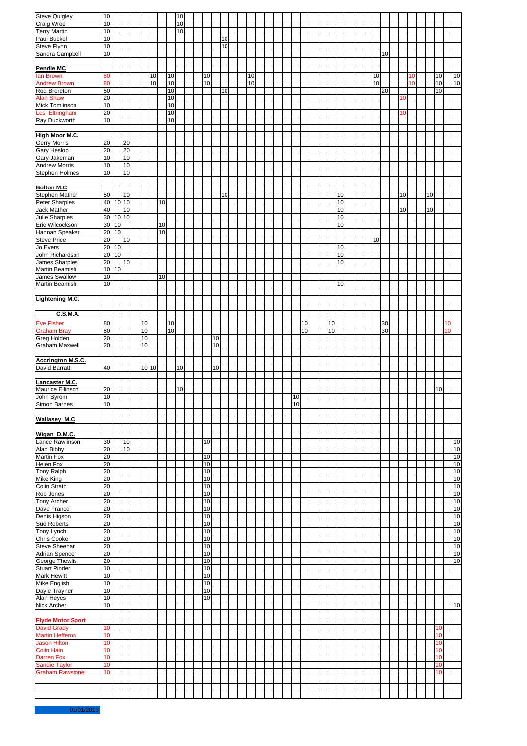| | | | | | | | | | | | | | | | | | | | | | | | | | | | | | | | | | | | | | | | | |
|---|---|---|---|---|---|---|---|---|---|---|---|---|---|---|---|---|---|---|---|---|---|---|---|---|---|---|---|---|---|---|---|---|---|---|---|---|---|---|---|---|
| Steve Quigley | 10 | | | | | | | | 10 | | | | | | | | | | | | | | | | | | | | | | | | | | | | | | | |
| Craig Wroe | 10 | | | | | | | | 10 | | | | | | | | | | | | | | | | | | | | | | | | | | | | | | | |
| Terry Martin | 10 | | | | | | | | 10 | | | | | | | | | | | | | | | | | | | | | | | | | | | | | | | |
| Paul Buckel | 10 | | | | | | | | | | | | | 10 | | | | | | | | | | | | | | | | | | | | | | | | | | |
| Steve Flynn | 10 | | | | | | | | | | | | | 10 | | | | | | | | | | | | | | | | | | | | | | | | | | |
| Sandra Campbell | 10 | | | | | | | | | | | | | | | | | | | | | | | | | | | | | | | 10 | | | | | | | | |
| | | | | | | | | | | | | | | | | | | | | | | | | | | | | | | | | | | | | | | | | |
| **Pendle MC** | | | | | | | | | | | | | | | | | | | | | | | | | | | | | | | | | | | | | | | | |
| Ian Brown | 80 | | | | | 10 | | 10 | | | | 10 | | | | | 10 | | | | | | | | | | | | | | 10 | | | | 10 | | | 10 | | 10 |
| Andrew Brown | 80 | | | | | 10 | | 10 | | | | 10 | | | | | 10 | | | | | | | | | | | | | | 10 | | | | 10 | | | 10 | | 10 |
| Rod Brereton | 50 | | | | | | | 10 | | | | | | 10 | | | | | | | | | | | | | | | | | | 20 | | | | | | 10 | | |
| Alan Shaw | 20 | | | | | | | 10 | | | | | | | | | | | | | | | | | | | | | | | | | | 10 | | | | | | |
| Mick Tomlinson | 10 | | | | | | | 10 | | | | | | | | | | | | | | | | | | | | | | | | | | | | | | | | |
| Les Eltringham | 20 | | | | | | | 10 | | | | | | | | | | | | | | | | | | | | | | | | | | 10 | | | | | | |
| Ray Duckworth | 10 | | | | | | | 10 | | | | | | | | | | | | | | | | | | | | | | | | | | | | | | | | |
| | | | | | | | | | | | | | | | | | | | | | | | | | | | | | | | | | | | | | | | | |
| **High Moor M.C.** | | | | | | | | | | | | | | | | | | | | | | | | | | | | | | | | | | | | | | | | |
| Gerry Morris | 20 | | | 20 | | | | | | | | | | | | | | | | | | | | | | | | | | | | | | | | | | | | |
| Gary Heslop | 20 | | | 20 | | | | | | | | | | | | | | | | | | | | | | | | | | | | | | | | | | | | |
| Gary Jakeman | 10 | | | 10 | | | | | | | | | | | | | | | | | | | | | | | | | | | | | | | | | | | | |
| Andrew Morris | 10 | | | 10 | | | | | | | | | | | | | | | | | | | | | | | | | | | | | | | | | | | | |
| Stephen Holmes | 10 | | | 10 | | | | | | | | | | | | | | | | | | | | | | | | | | | | | | | | | | | | |
| | | | | | | | | | | | | | | | | | | | | | | | | | | | | | | | | | | | | | | | | |
| **Bolton M.C** | | | | | | | | | | | | | | | | | | | | | | | | | | | | | | | | | | | | | | | | |
| Stephen Mather | 50 | | | 10 | | | | | | | | | | 10 | | | | | | | | | | | | | 10 | | | | | | | 10 | | | 10 | | | |
| Peter Sharples | 40 | | 10 | 10 | | | 10 | | | | | | | | | | | | | | | | | | | | 10 | | | | | | | | | | | | | |
| Jack Mather | 40 | | | 10 | | | | | | | | | | | | | | | | | | | | | | | 10 | | | | | | | 10 | | | 10 | | | |
| Julie Sharples | 30 | | 10 | 10 | | | | | | | | | | | | | | | | | | | | | | | 10 | | | | | | | | | | | | | |
| Eric Wilcockson | 30 | | 10 | | | | 10 | | | | | | | | | | | | | | | | | | | | 10 | | | | | | | | | | | | | |
| Hannah Speaker | 20 | | 10 | | | | 10 | | | | | | | | | | | | | | | | | | | | | | | | | | | | | | | | | |
| Steve Price | 20 | | | 10 | | | | | | | | | | | | | | | | | | | | | | | | | | | 10 | | | | | | | | | |
| Jo Evers | 20 | | 10 | | | | | | | | | | | | | | | | | | | | | | | | 10 | | | | | | | | | | | | | |
| John Richardson | 20 | | 10 | | | | | | | | | | | | | | | | | | | | | | | | 10 | | | | | | | | | | | | | |
| James Sharples | 20 | | | 10 | | | | | | | | | | | | | | | | | | | | | | | 10 | | | | | | | | | | | | | |
| Martin Beamish | 10 | | 10 | | | | | | | | | | | | | | | | | | | | | | | | | | | | | | | | | | | | | |
| James Swallow | 10 | | | | | | 10 | | | | | | | | | | | | | | | | | | | | | | | | | | | | | | | | | |
| Martin Beamish | 10 | | | | | | | | | | | | | | | | | | | | | | | | | | 10 | | | | | | | | | | | | | |
| | | | | | | | | | | | | | | | | | | | | | | | | | | | | | | | | | | | | | | | | |
| **Lightening M.C.** | | | | | | | | | | | | | | | | | | | | | | | | | | | | | | | | | | | | | | | | |
| | | | | | | | | | | | | | | | | | | | | | | | | | | | | | | | | | | | | | | | | |
| **C.S.M.A.** | | | | | | | | | | | | | | | | | | | | | | | | | | | | | | | | | | | | | | | | |
| | | | | | | | | | | | | | | | | | | | | | | | | | | | | | | | | | | | | | | | | |
| Eve Fisher | 80 | | | | 10 | | | 10 | | | | | | | | | | | | | | | 10 | | 10 | | | | | | | 30 | | | | | | | 10 | |
| Graham Bray | 80 | | | | 10 | | | 10 | | | | | | | | | | | | | | | 10 | | 10 | | | | | | | 30 | | | | | | | 10 | |
| Greg Holden | 20 | | | | 10 | | | | | | | | 10 | | | | | | | | | | | | | | | | | | | | | | | | | | | |
| Graham Maxwell | 20 | | | | 10 | | | | | | | | 10 | | | | | | | | | | | | | | | | | | | | | | | | | | | |
| | | | | | | | | | | | | | | | | | | | | | | | | | | | | | | | | | | | | | | | | |
| **Accrington M.S.C.** | | | | | | | | | | | | | | | | | | | | | | | | | | | | | | | | | | | | | | | | |
| David Barratt | 40 | | | | 10 | 10 | | | 10 | | | | 10 | | | | | | | | | | | | | | | | | | | | | | | | | | | |
| | | | | | | | | | | | | | | | | | | | | | | | | | | | | | | | | | | | | | | | | |
| **Lancaster M.C.** | | | | | | | | | | | | | | | | | | | | | | | | | | | | | | | | | | | | | | | | |
| Maurice Ellinson | 20 | | | | | | | | 10 | | | | | | | | | | | | | | | | | | | | | | | | | | | | | 10 | | |
| John Byrom | 10 | | | | | | | | | | | | | | | | | | | | | 10 | | | | | | | | | | | | | | | | | | |
| Simon Barnes | 10 | | | | | | | | | | | | | | | | | | | | | 10 | | | | | | | | | | | | | | | | | | |
| | | | | | | | | | | | | | | | | | | | | | | | | | | | | | | | | | | | | | | | | |
| **Wallasey M.C** | | | | | | | | | | | | | | | | | | | | | | | | | | | | | | | | | | | | | | | | |
| | | | | | | | | | | | | | | | | | | | | | | | | | | | | | | | | | | | | | | | | |
| **Wigan D.M.C.** | | | | | | | | | | | | | | | | | | | | | | | | | | | | | | | | | | | | | | | | |
| Lance Rawlinson | 30 | | | 10 | | | | | | | | 10 | | | | | | | | | | | | | | | | | | | | | | | | | | | | 10 |
| Alan Bibby | 20 | | | 10 | | | | | | | | | | | | | | | | | | | | | | | | | | | | | | | | | | | | 10 |
| Martin Fox | 20 | | | | | | | | | | | 10 | | | | | | | | | | | | | | | | | | | | | | | | | | | | 10 |
| Helen Fox | 20 | | | | | | | | | | | 10 | | | | | | | | | | | | | | | | | | | | | | | | | | | | 10 |
| Tony Ralph | 20 | | | | | | | | | | | 10 | | | | | | | | | | | | | | | | | | | | | | | | | | | | 10 |
| Mike King | 20 | | | | | | | | | | | 10 | | | | | | | | | | | | | | | | | | | | | | | | | | | | 10 |
| Colin Strath | 20 | | | | | | | | | | | 10 | | | | | | | | | | | | | | | | | | | | | | | | | | | | 10 |
| Rob Jones | 20 | | | | | | | | | | | 10 | | | | | | | | | | | | | | | | | | | | | | | | | | | | 10 |
| Tony Archer | 20 | | | | | | | | | | | 10 | | | | | | | | | | | | | | | | | | | | | | | | | | | | 10 |
| Dave France | 20 | | | | | | | | | | | 10 | | | | | | | | | | | | | | | | | | | | | | | | | | | | 10 |
| Denis Higson | 20 | | | | | | | | | | | 10 | | | | | | | | | | | | | | | | | | | | | | | | | | | | 10 |
| Sue Roberts | 20 | | | | | | | | | | | 10 | | | | | | | | | | | | | | | | | | | | | | | | | | | | 10 |
| Tony Lynch | 20 | | | | | | | | | | | 10 | | | | | | | | | | | | | | | | | | | | | | | | | | | | 10 |
| Chris Cooke | 20 | | | | | | | | | | | 10 | | | | | | | | | | | | | | | | | | | | | | | | | | | | 10 |
| Steve Sheehan | 20 | | | | | | | | | | | 10 | | | | | | | | | | | | | | | | | | | | | | | | | | | | 10 |
| Adrian Spencer | 20 | | | | | | | | | | | 10 | | | | | | | | | | | | | | | | | | | | | | | | | | | | 10 |
| George Thewlis | 20 | | | | | | | | | | | 10 | | | | | | | | | | | | | | | | | | | | | | | | | | | | 10 |
| Stuart Pinder | 10 | | | | | | | | | | | 10 | | | | | | | | | | | | | | | | | | | | | | | | | | | | |
| Mark Hewitt | 10 | | | | | | | | | | | 10 | | | | | | | | | | | | | | | | | | | | | | | | | | | | |
| Mike English | 10 | | | | | | | | | | | 10 | | | | | | | | | | | | | | | | | | | | | | | | | | | | |
| Dayle Trayner | 10 | | | | | | | | | | | 10 | | | | | | | | | | | | | | | | | | | | | | | | | | | | |
| Alan Heyes | 10 | | | | | | | | | | | 10 | | | | | | | | | | | | | | | | | | | | | | | | | | | | |
| Nick Archer | 10 | | | | | | | | | | | | | | | | | | | | | | | | | | | | | | | | | | | | | | | 10 |
| | | | | | | | | | | | | | | | | | | | | | | | | | | | | | | | | | | | | | | | | |
| **Flyde Motor Sport** | | | | | | | | | | | | | | | | | | | | | | | | | | | | | | | | | | | | | | | | |
| David Grady | 10 | | | | | | | | | | | | | | | | | | | | | | | | | | | | | | | | | | | | | 10 | | |
| Martin Hefferon | 10 | | | | | | | | | | | | | | | | | | | | | | | | | | | | | | | | | | | | | 10 | | |
| Jason Hilton | 10 | | | | | | | | | | | | | | | | | | | | | | | | | | | | | | | | | | | | | 10 | | |
| Colin Hain | 10 | | | | | | | | | | | | | | | | | | | | | | | | | | | | | | | | | | | | | 10 | | |
| Darren Fox | 10 | | | | | | | | | | | | | | | | | | | | | | | | | | | | | | | | | | | | | 10 | | |
| Sandie Taylor | 10 | | | | | | | | | | | | | | | | | | | | | | | | | | | | | | | | | | | | | 10 | | |
| Graham Rawstone | 10 | | | | | | | | | | | | | | | | | | | | | | | | | | | | | | | | | | | | | 10 | | |

01/01/2013